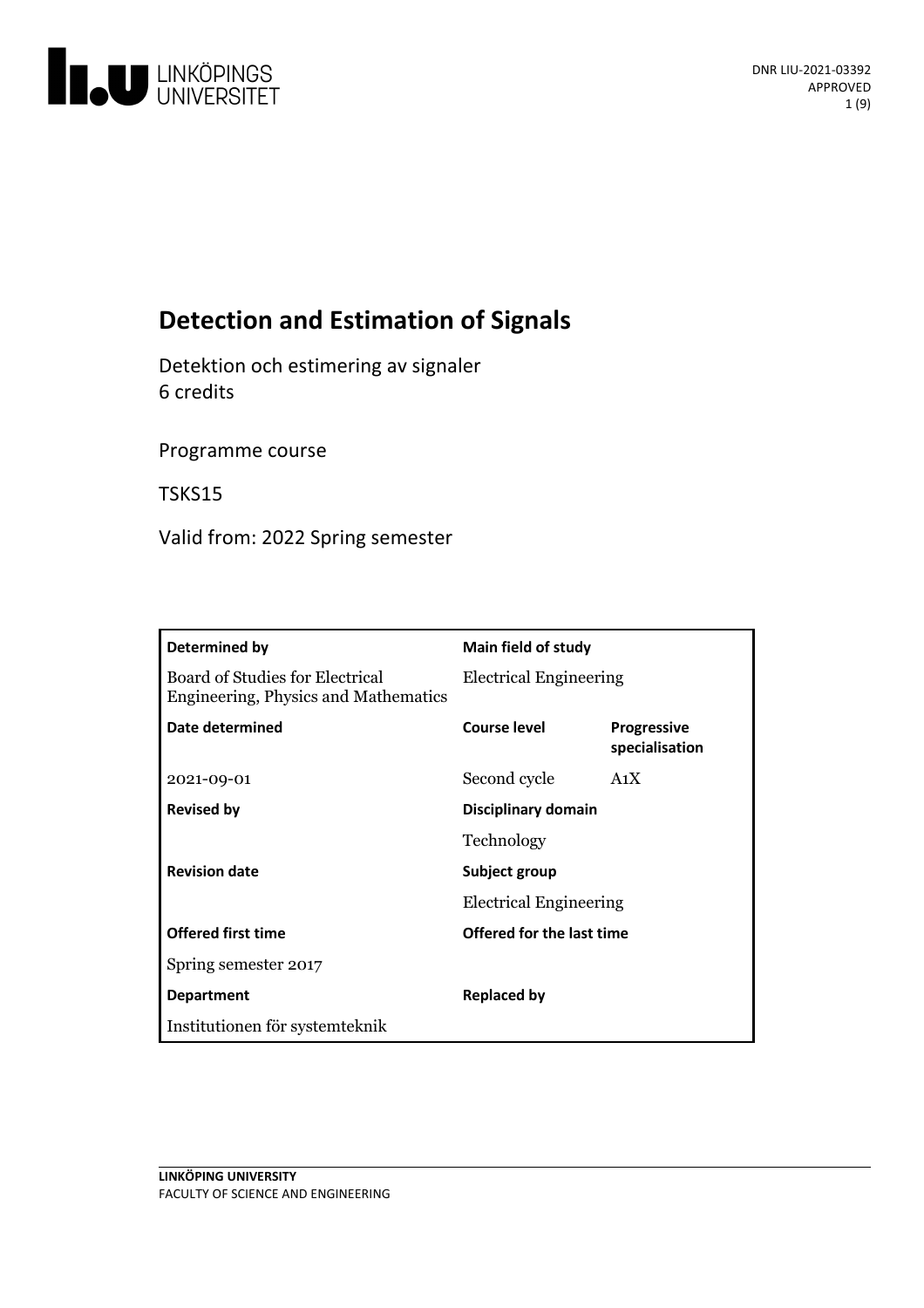DNR LIU-2021-03392
APPROVED

# Detection and Estimation of Signals

Detektion och estimering av signaler
6 credits

Programme course

TSKS15

Valid from: 2022 Spring semester

| **Determined by** | **Main field of study** | |
|---|---|---|
| Board of Studies for Electrical Engineering, Physics and Mathematics | Electrical Engineering | |
| **Date determined** | **Course level** | **Progressive specialisation** |
| 2021-09-01 | Second cycle | A1X |
| **Revised by** | **Disciplinary domain** | |
| | Technology | |
| **Revision date** | **Subject group** | |
| | Electrical Engineering | |
| **Offered first time** | **Offered for the last time** | |
| Spring semester 2017 | | |
| **Department** | **Replaced by** | |
| Institutionen för systemteknik | | |

LINKÖPING UNIVERSITY
FACULTY OF SCIENCE AND ENGINEERING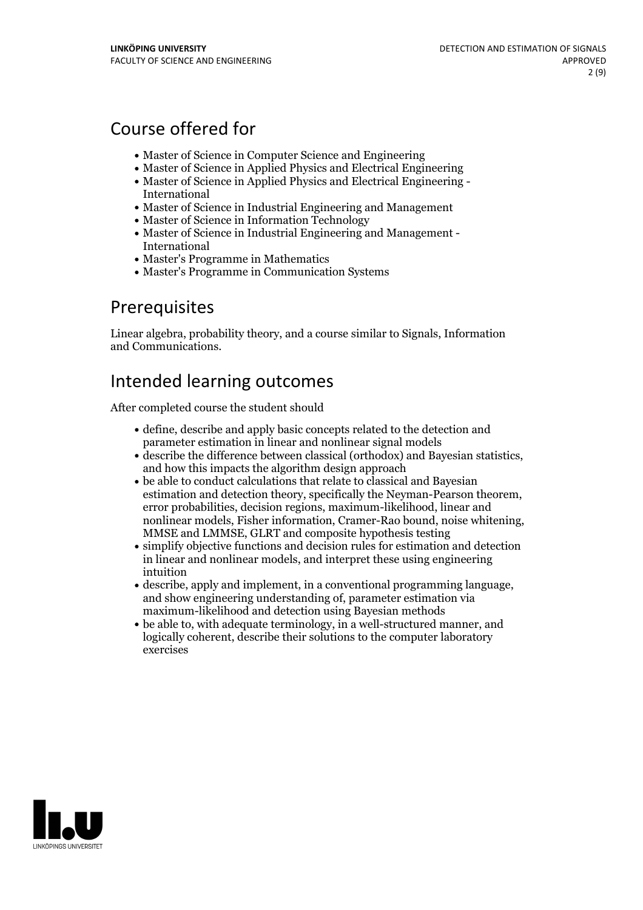## Course offered for

- Master of Science in Computer Science and Engineering
- Master of Science in Applied Physics and Electrical Engineering
- Master of Science in Applied Physics and Electrical Engineering - International
- Master of Science in Industrial Engineering and Management
- Master of Science in Information Technology
- Master of Science in Industrial Engineering and Management - International
- Master's Programme in Mathematics
- Master's Programme in Communication Systems

## Prerequisites

Linear algebra, probability theory, and a course similar to Signals, Information and Communications.

## Intended learning outcomes

After completed course the student should

- define, describe and apply basic concepts related to the detection and parameter estimation in linear and nonlinear signal models
- describe the difference between classical (orthodox) and Bayesian statistics, and how this impacts the algorithm design approach
- be able to conduct calculations that relate to classical and Bayesian estimation and detection theory, specifically the Neyman-Pearson theorem, error probabilities, decision regions, maximum-likelihood, linear and nonlinear models, Fisher information, Cramer-Rao bound, noise whitening, MMSE and LMMSE, GLRT and composite hypothesis testing
- simplify objective functions and decision rules for estimation and detection in linear and nonlinear models, and interpret these using engineering intuition
- describe, apply and implement, in a conventional programming language, and show engineering understanding of, parameter estimation via maximum-likelihood and detection using Bayesian methods
- be able to, with adequate terminology, in a well-structured manner, and logically coherent, describe their solutions to the computer laboratory exercises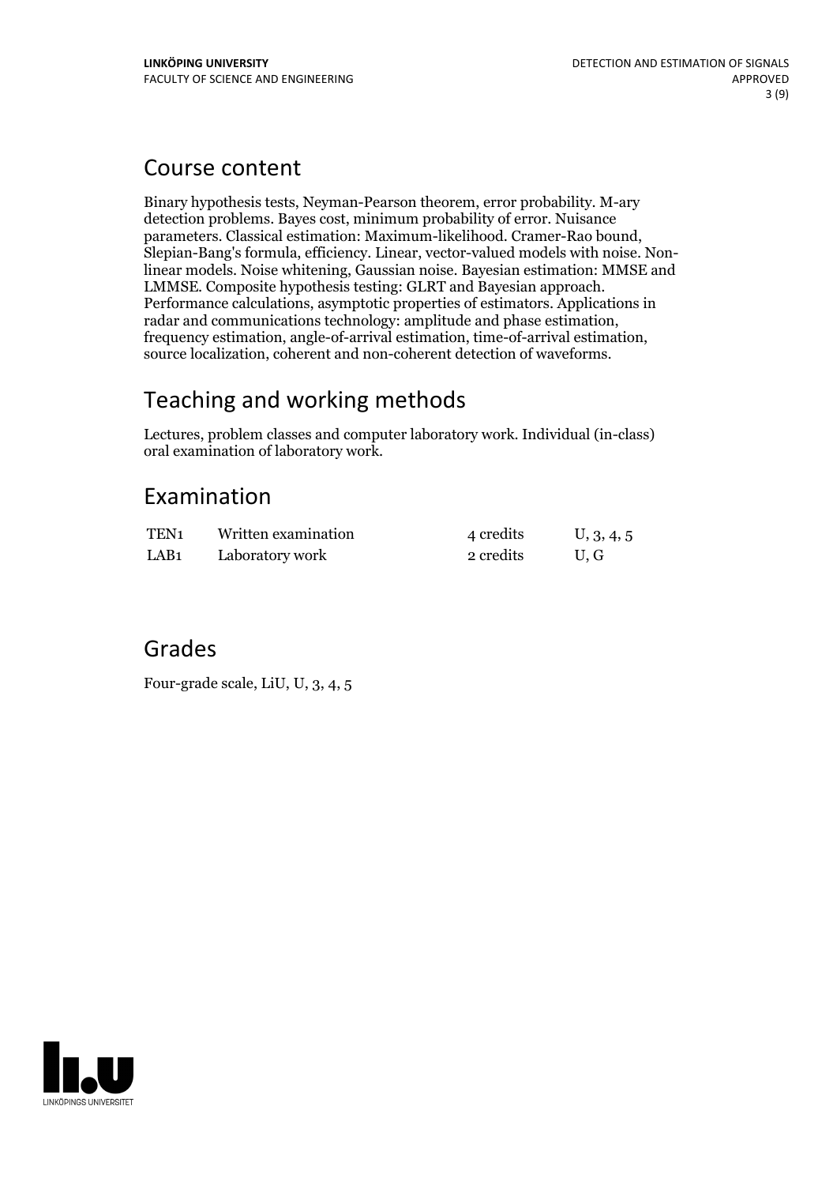## Course content

Binary hypothesis tests, Neyman-Pearson theorem, error probability. M-ary detection problems. Bayes cost, minimum probability of error. Nuisance parameters. Classical estimation: Maximum-likelihood. Cramer-Rao bound, Slepian-Bang's formula, efficiency. Linear, vector-valued models with noise. Non-linear models. Noise whitening, Gaussian noise. Bayesian estimation: MMSE and LMMSE. Composite hypothesis testing: GLRT and Bayesian approach. Performance calculations, asymptotic properties of estimators. Applications in radar and communications technology: amplitude and phase estimation, frequency estimation, angle-of-arrival estimation, time-of-arrival estimation, source localization, coherent and non-coherent detection of waveforms.

## Teaching and working methods

Lectures, problem classes and computer laboratory work. Individual (in-class) oral examination of laboratory work.

## Examination

| | | | |
|---|---|---|---|
| TEN1 | Written examination | 4 credits | U, 3, 4, 5 |
| LAB1 | Laboratory work | 2 credits | U, G |

## Grades

Four-grade scale, LiU, U, 3, 4, 5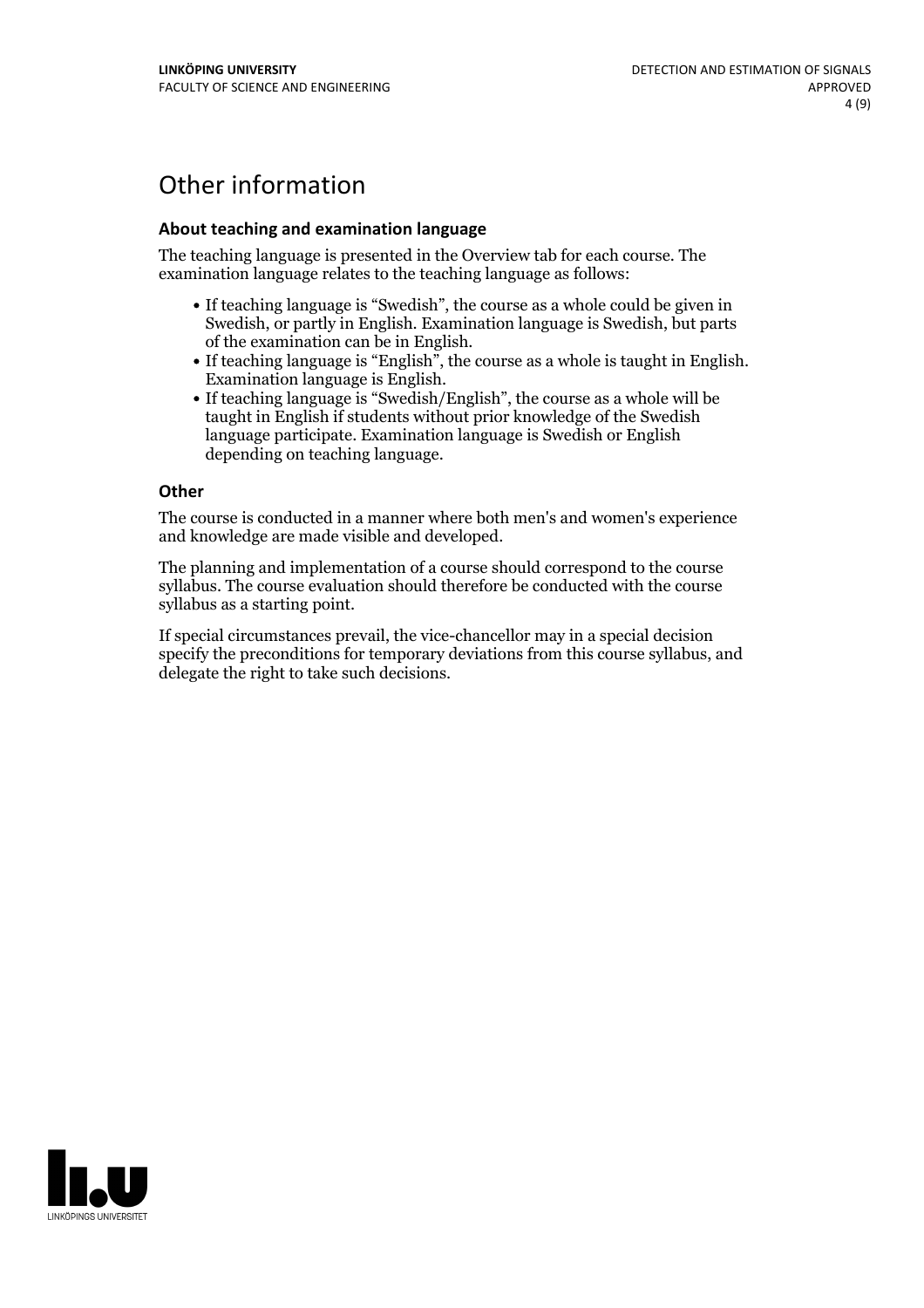# Other information

### About teaching and examination language

The teaching language is presented in the Overview tab for each course. The examination language relates to the teaching language as follows:

- If teaching language is "Swedish", the course as a whole could be given in Swedish, or partly in English. Examination language is Swedish, but parts of the examination can be in English.
- If teaching language is "English", the course as a whole is taught in English. Examination language is English.
- If teaching language is "Swedish/English", the course as a whole will be taught in English if students without prior knowledge of the Swedish language participate. Examination language is Swedish or English depending on teaching language.

### Other

The course is conducted in a manner where both men's and women's experience and knowledge are made visible and developed.

The planning and implementation of a course should correspond to the course syllabus. The course evaluation should therefore be conducted with the course syllabus as a starting point.

If special circumstances prevail, the vice-chancellor may in a special decision specify the preconditions for temporary deviations from this course syllabus, and delegate the right to take such decisions.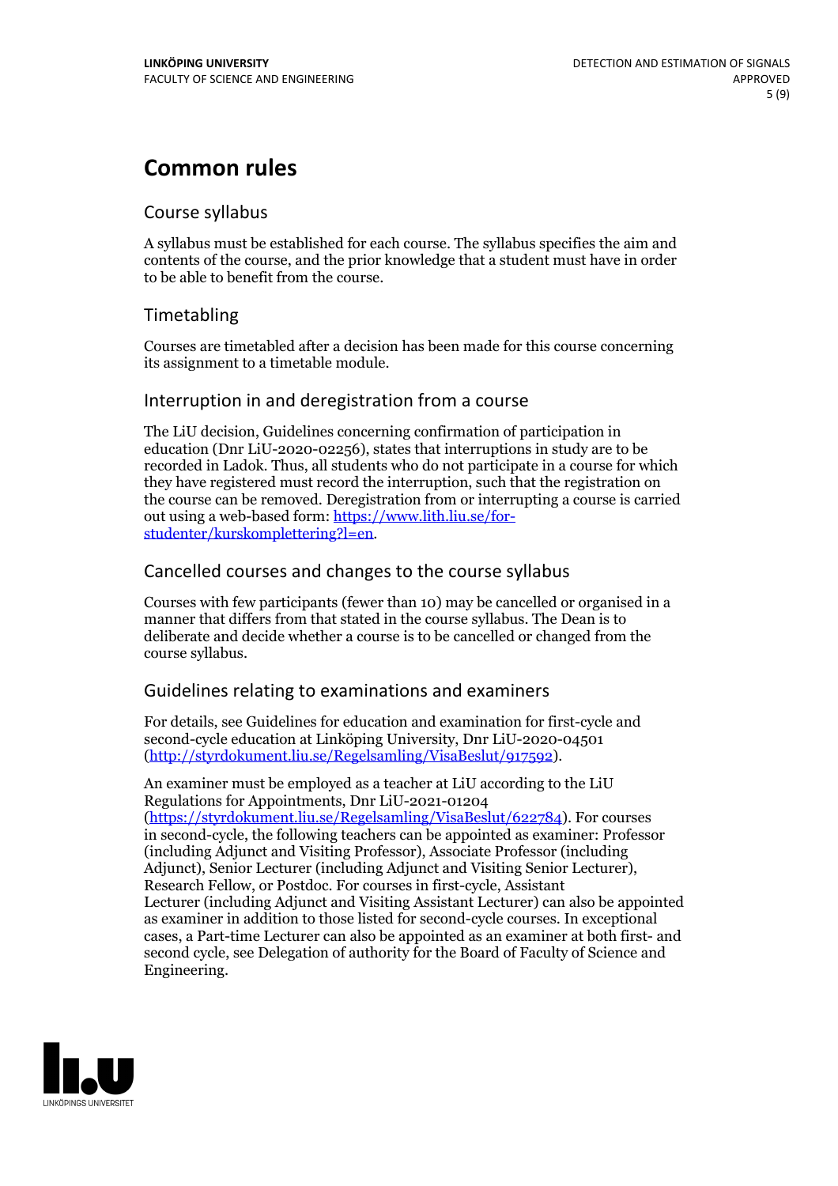# Common rules

## Course syllabus

A syllabus must be established for each course. The syllabus specifies the aim and contents of the course, and the prior knowledge that a student must have in order to be able to benefit from the course.

## Timetabling

Courses are timetabled after a decision has been made for this course concerning its assignment to a timetable module.

## Interruption in and deregistration from a course

The LiU decision, Guidelines concerning confirmation of participation in education (Dnr LiU-2020-02256), states that interruptions in study are to be recorded in Ladok. Thus, all students who do not participate in a course for which they have registered must record the interruption, such that the registration on the course can be removed. Deregistration from or interrupting a course is carried out using a web-based form: [https://www.lith.liu.se/for-studenter/kurskomplettering?l=en](https://www.lith.liu.se/for-studenter/kurskomplettering?l=en).

## Cancelled courses and changes to the course syllabus

Courses with few participants (fewer than 10) may be cancelled or organised in a manner that differs from that stated in the course syllabus. The Dean is to deliberate and decide whether a course is to be cancelled or changed from the course syllabus.

## Guidelines relating to examinations and examiners

For details, see Guidelines for education and examination for first-cycle and second-cycle education at Linköping University, Dnr LiU-2020-04501 ([http://styrdokument.liu.se/Regelsamling/VisaBeslut/917592](http://styrdokument.liu.se/Regelsamling/VisaBeslut/917592)).

An examiner must be employed as a teacher at LiU according to the LiU Regulations for Appointments, Dnr LiU-2021-01204 ([https://styrdokument.liu.se/Regelsamling/VisaBeslut/622784](https://styrdokument.liu.se/Regelsamling/VisaBeslut/622784)). For courses in second-cycle, the following teachers can be appointed as examiner: Professor (including Adjunct and Visiting Professor), Associate Professor (including Adjunct), Senior Lecturer (including Adjunct and Visiting Senior Lecturer), Research Fellow, or Postdoc. For courses in first-cycle, Assistant Lecturer (including Adjunct and Visiting Assistant Lecturer) can also be appointed as examiner in addition to those listed for second-cycle courses. In exceptional cases, a Part-time Lecturer can also be appointed as an examiner at both first- and second cycle, see Delegation of authority for the Board of Faculty of Science and Engineering.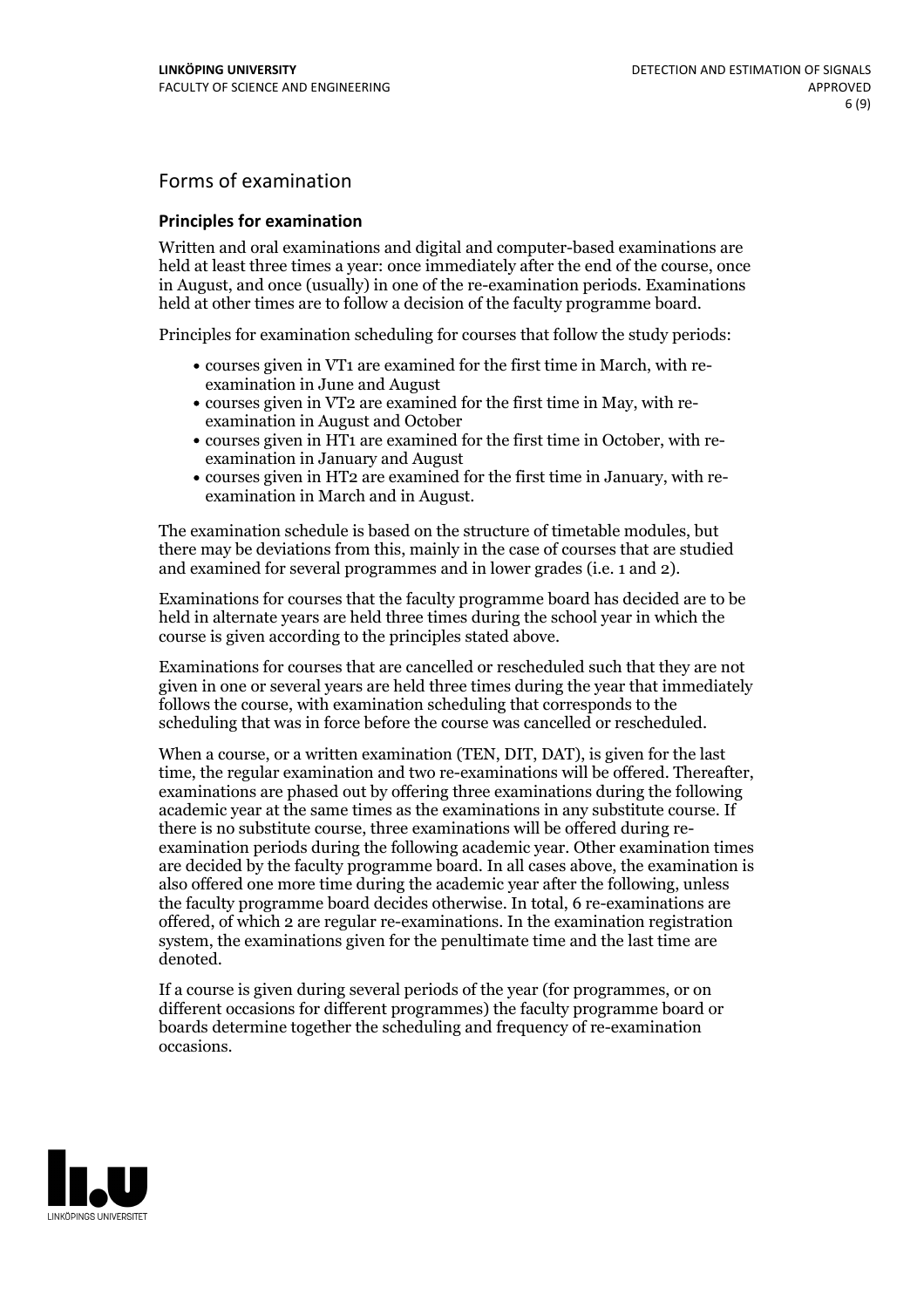## Forms of examination

### Principles for examination

Written and oral examinations and digital and computer-based examinations are held at least three times a year: once immediately after the end of the course, once in August, and once (usually) in one of the re-examination periods. Examinations held at other times are to follow a decision of the faculty programme board.

Principles for examination scheduling for courses that follow the study periods:

- courses given in VT1 are examined for the first time in March, with re-examination in June and August
- courses given in VT2 are examined for the first time in May, with re-examination in August and October
- courses given in HT1 are examined for the first time in October, with re-examination in January and August
- courses given in HT2 are examined for the first time in January, with re-examination in March and in August.

The examination schedule is based on the structure of timetable modules, but there may be deviations from this, mainly in the case of courses that are studied and examined for several programmes and in lower grades (i.e. 1 and 2).

Examinations for courses that the faculty programme board has decided are to be held in alternate years are held three times during the school year in which the course is given according to the principles stated above.

Examinations for courses that are cancelled or rescheduled such that they are not given in one or several years are held three times during the year that immediately follows the course, with examination scheduling that corresponds to the scheduling that was in force before the course was cancelled or rescheduled.

When a course, or a written examination (TEN, DIT, DAT), is given for the last time, the regular examination and two re-examinations will be offered. Thereafter, examinations are phased out by offering three examinations during the following academic year at the same times as the examinations in any substitute course. If there is no substitute course, three examinations will be offered during re-examination periods during the following academic year. Other examination times are decided by the faculty programme board. In all cases above, the examination is also offered one more time during the academic year after the following, unless the faculty programme board decides otherwise. In total, 6 re-examinations are offered, of which 2 are regular re-examinations. In the examination registration system, the examinations given for the penultimate time and the last time are denoted.

If a course is given during several periods of the year (for programmes, or on different occasions for different programmes) the faculty programme board or boards determine together the scheduling and frequency of re-examination occasions.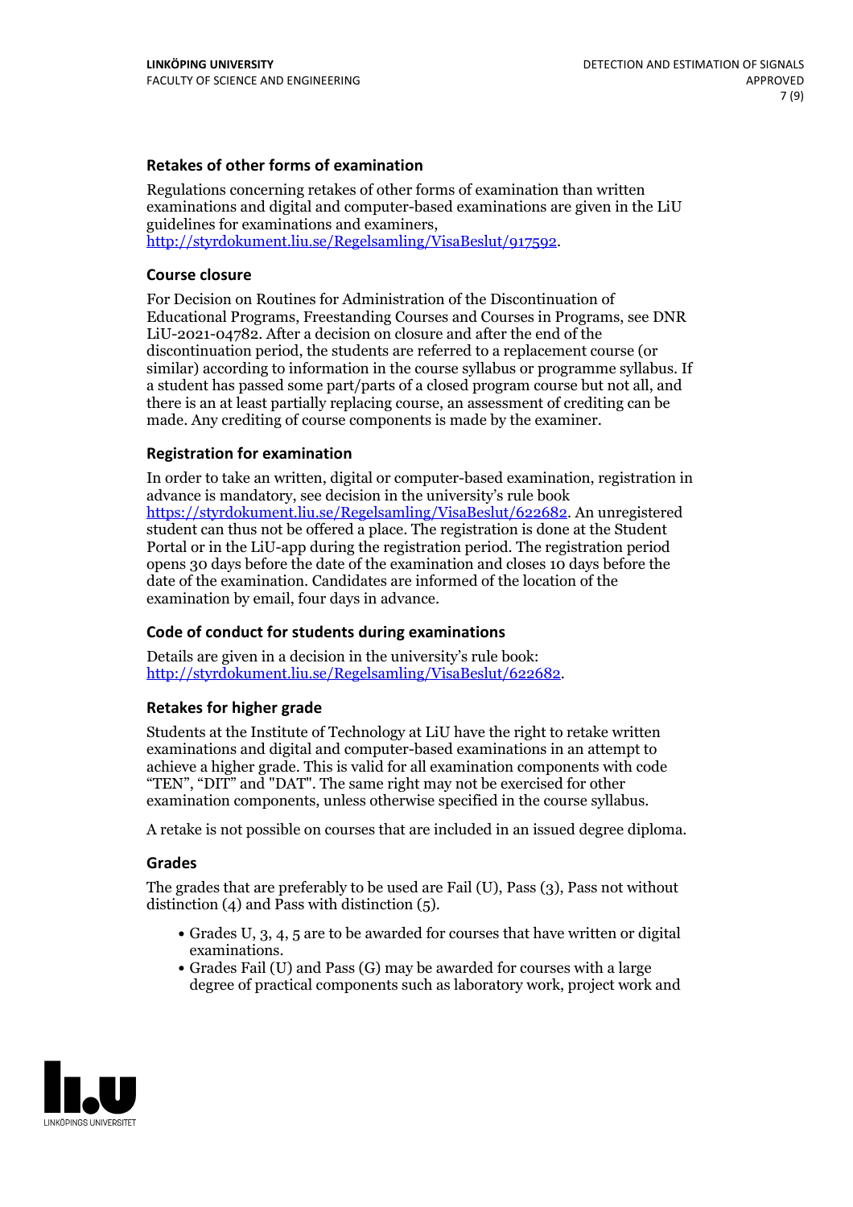### Retakes of other forms of examination

Regulations concerning retakes of other forms of examination than written examinations and digital and computer-based examinations are given in the LiU guidelines for examinations and examiners, http://styrdokument.liu.se/Regelsamling/VisaBeslut/917592.

### Course closure

For Decision on Routines for Administration of the Discontinuation of Educational Programs, Freestanding Courses and Courses in Programs, see DNR LiU-2021-04782. After a decision on closure and after the end of the discontinuation period, the students are referred to a replacement course (or similar) according to information in the course syllabus or programme syllabus. If a student has passed some part/parts of a closed program course but not all, and there is an at least partially replacing course, an assessment of crediting can be made. Any crediting of course components is made by the examiner.

### Registration for examination

In order to take an written, digital or computer-based examination, registration in advance is mandatory, see decision in the university's rule book https://styrdokument.liu.se/Regelsamling/VisaBeslut/622682. An unregistered student can thus not be offered a place. The registration is done at the Student Portal or in the LiU-app during the registration period. The registration period opens 30 days before the date of the examination and closes 10 days before the date of the examination. Candidates are informed of the location of the examination by email, four days in advance.

### Code of conduct for students during examinations

Details are given in a decision in the university's rule book: http://styrdokument.liu.se/Regelsamling/VisaBeslut/622682.

### Retakes for higher grade

Students at the Institute of Technology at LiU have the right to retake written examinations and digital and computer-based examinations in an attempt to achieve a higher grade. This is valid for all examination components with code "TEN", "DIT" and "DAT". The same right may not be exercised for other examination components, unless otherwise specified in the course syllabus.

A retake is not possible on courses that are included in an issued degree diploma.

### Grades

The grades that are preferably to be used are Fail (U), Pass (3), Pass not without distinction (4) and Pass with distinction (5).

- Grades U, 3, 4, 5 are to be awarded for courses that have written or digital examinations.
- Grades Fail (U) and Pass (G) may be awarded for courses with a large degree of practical components such as laboratory work, project work and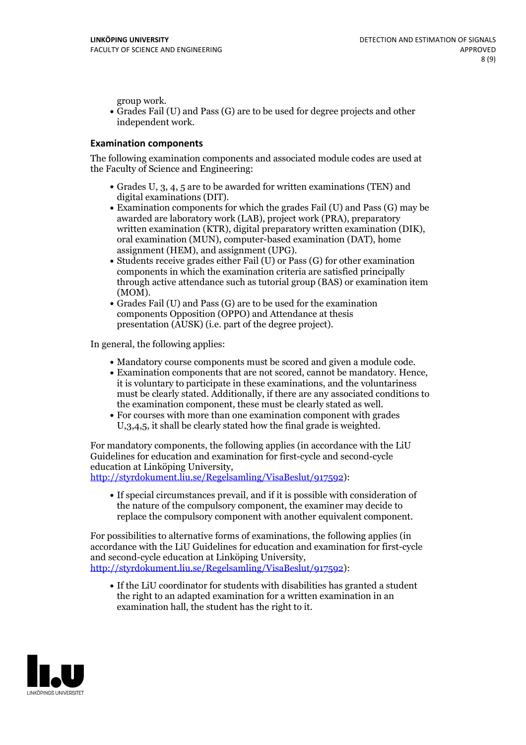group work.

- Grades Fail (U) and Pass (G) are to be used for degree projects and other independent work.

### Examination components

The following examination components and associated module codes are used at the Faculty of Science and Engineering:

- Grades U, 3, 4, 5 are to be awarded for written examinations (TEN) and digital examinations (DIT).
- Examination components for which the grades Fail (U) and Pass (G) may be awarded are laboratory work (LAB), project work (PRA), preparatory written examination (KTR), digital preparatory written examination (DIK), oral examination (MUN), computer-based examination (DAT), home assignment (HEM), and assignment (UPG).
- Students receive grades either Fail (U) or Pass (G) for other examination components in which the examination criteria are satisfied principally through active attendance such as tutorial group (BAS) or examination item (MOM).
- Grades Fail (U) and Pass (G) are to be used for the examination components Opposition (OPPO) and Attendance at thesis presentation (AUSK) (i.e. part of the degree project).

In general, the following applies:

- Mandatory course components must be scored and given a module code.
- Examination components that are not scored, cannot be mandatory. Hence, it is voluntary to participate in these examinations, and the voluntariness must be clearly stated. Additionally, if there are any associated conditions to the examination component, these must be clearly stated as well.
- For courses with more than one examination component with grades U,3,4,5, it shall be clearly stated how the final grade is weighted.

For mandatory components, the following applies (in accordance with the LiU Guidelines for education and examination for first-cycle and second-cycle education at Linköping University, http://styrdokument.liu.se/Regelsamling/VisaBeslut/917592):

- If special circumstances prevail, and if it is possible with consideration of the nature of the compulsory component, the examiner may decide to replace the compulsory component with another equivalent component.

For possibilities to alternative forms of examinations, the following applies (in accordance with the LiU Guidelines for education and examination for first-cycle and second-cycle education at Linköping University, http://styrdokument.liu.se/Regelsamling/VisaBeslut/917592):

- If the LiU coordinator for students with disabilities has granted a student the right to an adapted examination for a written examination in an examination hall, the student has the right to it.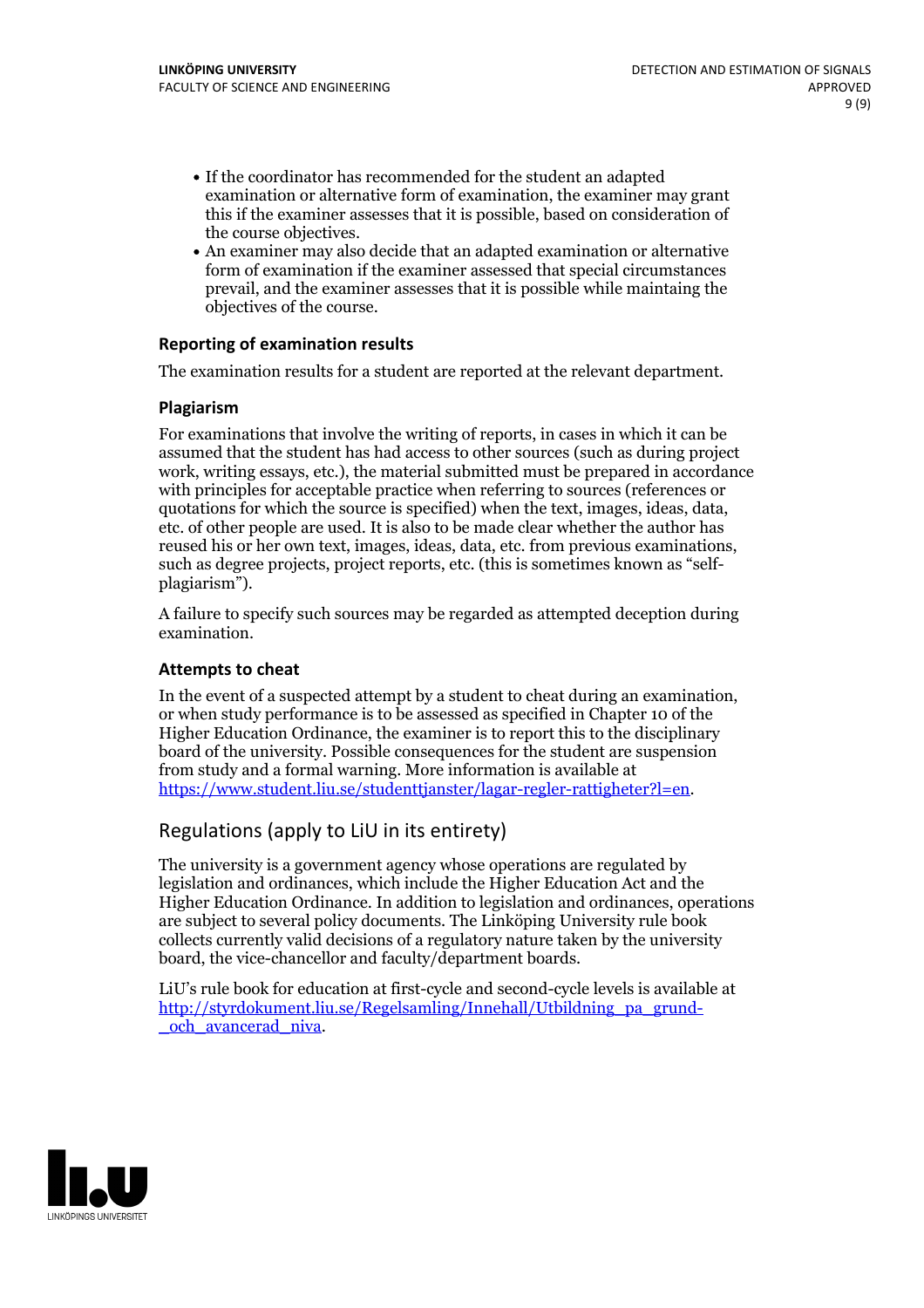- If the coordinator has recommended for the student an adapted examination or alternative form of examination, the examiner may grant this if the examiner assesses that it is possible, based on consideration of the course objectives.
- An examiner may also decide that an adapted examination or alternative form of examination if the examiner assessed that special circumstances prevail, and the examiner assesses that it is possible while maintaing the objectives of the course.

### Reporting of examination results

The examination results for a student are reported at the relevant department.

### Plagiarism

For examinations that involve the writing of reports, in cases in which it can be assumed that the student has had access to other sources (such as during project work, writing essays, etc.), the material submitted must be prepared in accordance with principles for acceptable practice when referring to sources (references or quotations for which the source is specified) when the text, images, ideas, data, etc. of other people are used. It is also to be made clear whether the author has reused his or her own text, images, ideas, data, etc. from previous examinations, such as degree projects, project reports, etc. (this is sometimes known as "self-plagiarism").

A failure to specify such sources may be regarded as attempted deception during examination.

### Attempts to cheat

In the event of a suspected attempt by a student to cheat during an examination, or when study performance is to be assessed as specified in Chapter 10 of the Higher Education Ordinance, the examiner is to report this to the disciplinary board of the university. Possible consequences for the student are suspension from study and a formal warning. More information is available at https://www.student.liu.se/studenttjanster/lagar-regler-rattigheter?l=en.

## Regulations (apply to LiU in its entirety)

The university is a government agency whose operations are regulated by legislation and ordinances, which include the Higher Education Act and the Higher Education Ordinance. In addition to legislation and ordinances, operations are subject to several policy documents. The Linköping University rule book collects currently valid decisions of a regulatory nature taken by the university board, the vice-chancellor and faculty/department boards.

LiU's rule book for education at first-cycle and second-cycle levels is available at http://styrdokument.liu.se/Regelsamling/Innehall/Utbildning_pa_grund-_och_avancerad_niva.